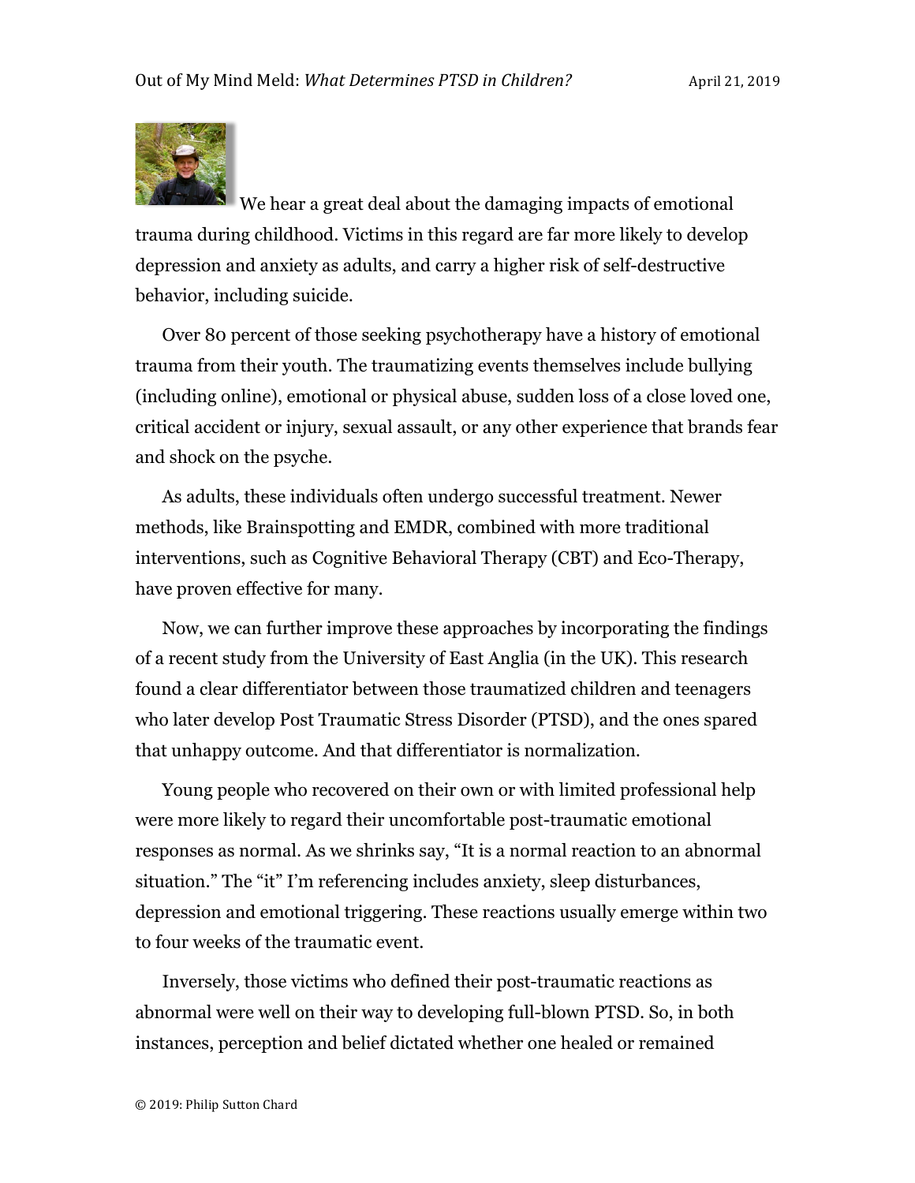We hear a great deal about the damaging impacts of emotional trauma during childhood. Victims in this regard are far more likely to develop depression and anxiety as adults, and carry a higher risk of self-destructive behavior, including suicide.

Over 80 percent of those seeking psychotherapy have a history of emotional trauma from their youth. The traumatizing events themselves include bullying (including online), emotional or physical abuse, sudden loss of a close loved one, critical accident or injury, sexual assault, or any other experience that brands fear and shock on the psyche.

As adults, these individuals often undergo successful treatment. Newer methods, like Brainspotting and EMDR, combined with more traditional interventions, such as Cognitive Behavioral Therapy (CBT) and Eco-Therapy, have proven effective for many.

Now, we can further improve these approaches by incorporating the findings of a recent study from the University of East Anglia (in the UK). This research found a clear differentiator between those traumatized children and teenagers who later develop Post Traumatic Stress Disorder (PTSD), and the ones spared that unhappy outcome. And that differentiator is normalization.

Young people who recovered on their own or with limited professional help were more likely to regard their uncomfortable post-traumatic emotional responses as normal. As we shrinks say, "It is a normal reaction to an abnormal situation." The "it" I'm referencing includes anxiety, sleep disturbances, depression and emotional triggering. These reactions usually emerge within two to four weeks of the traumatic event.

Inversely, those victims who defined their post-traumatic reactions as abnormal were well on their way to developing full-blown PTSD. So, in both instances, perception and belief dictated whether one healed or remained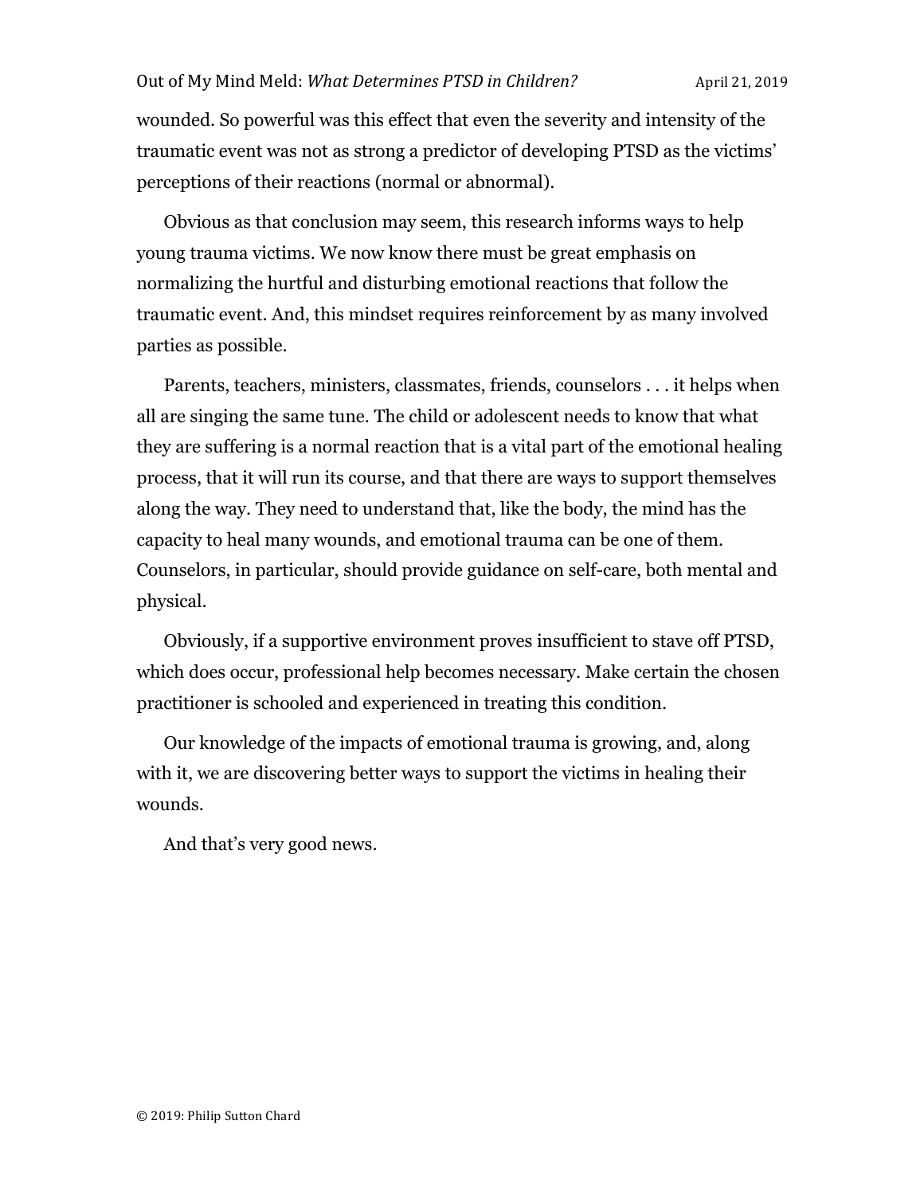wounded. So powerful was this effect that even the severity and intensity of the traumatic event was not as strong a predictor of developing PTSD as the victims' perceptions of their reactions (normal or abnormal).

Obvious as that conclusion may seem, this research informs ways to help young trauma victims. We now know there must be great emphasis on normalizing the hurtful and disturbing emotional reactions that follow the traumatic event. And, this mindset requires reinforcement by as many involved parties as possible.

Parents, teachers, ministers, classmates, friends, counselors . . . it helps when all are singing the same tune. The child or adolescent needs to know that what they are suffering is a normal reaction that is a vital part of the emotional healing process, that it will run its course, and that there are ways to support themselves along the way. They need to understand that, like the body, the mind has the capacity to heal many wounds, and emotional trauma can be one of them. Counselors, in particular, should provide guidance on self-care, both mental and physical.

Obviously, if a supportive environment proves insufficient to stave off PTSD, which does occur, professional help becomes necessary. Make certain the chosen practitioner is schooled and experienced in treating this condition.

Our knowledge of the impacts of emotional trauma is growing, and, along with it, we are discovering better ways to support the victims in healing their wounds.

And that's very good news.

© 2019: Philip Sutton Chard